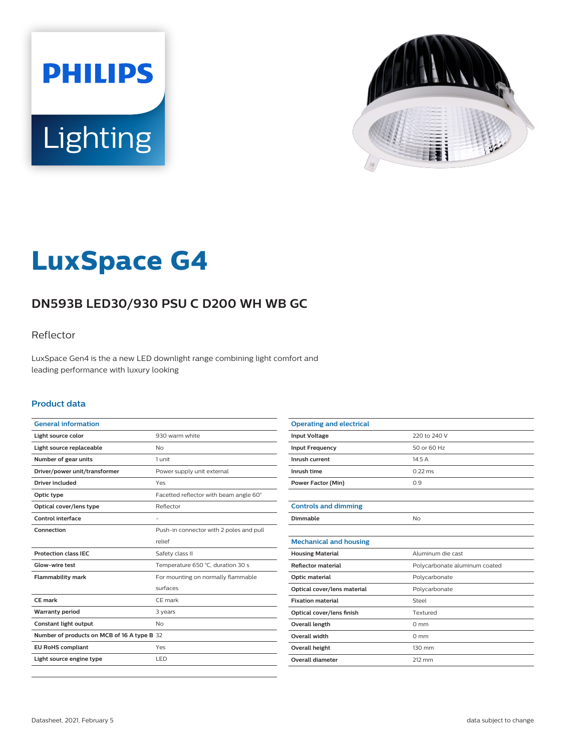# LuxSpace G4

## DN593B LED30/930 PSU C D200 WH WB GC

Reflector

LuxSpace Gen4 is the a new LED downlight range combining light comfort and leading performance with luxury looking

### Product data

| General information | |
|---|---|
| Light source color | 930 warm white |
| Light source replaceable | No |
| Number of gear units | 1 unit |
| Driver/power unit/transformer | Power supply unit external |
| Driver included | Yes |
| Optic type | Facetted reflector with beam angle 60° |
| Optical cover/lens type | Reflector |
| Control interface | - |
| Connection | Push-in connector with 2 poles and pull relief |
| Protection class IEC | Safety class II |
| Glow-wire test | Temperature 650 °C, duration 30 s |
| Flammability mark | For mounting on normally flammable surfaces |
| CE mark | CE mark |
| Warranty period | 3 years |
| Constant light output | No |
| Number of products on MCB of 16 A type B | 32 |
| EU RoHS compliant | Yes |
| Light source engine type | LED |

| Operating and electrical | |
|---|---|
| Input Voltage | 220 to 240 V |
| Input Frequency | 50 or 60 Hz |
| Inrush current | 14.5 A |
| Inrush time | 0.22 ms |
| Power Factor (Min) | 0.9 |

| Controls and dimming | |
|---|---|
| Dimmable | No |

| Mechanical and housing | |
|---|---|
| Housing Material | Aluminum die cast |
| Reflector material | Polycarbonate aluminum coated |
| Optic material | Polycarbonate |
| Optical cover/lens material | Polycarbonate |
| Fixation material | Steel |
| Optical cover/lens finish | Textured |
| Overall length | 0 mm |
| Overall width | 0 mm |
| Overall height | 130 mm |
| Overall diameter | 212 mm |

Datasheet, 2021, February 5

data subject to change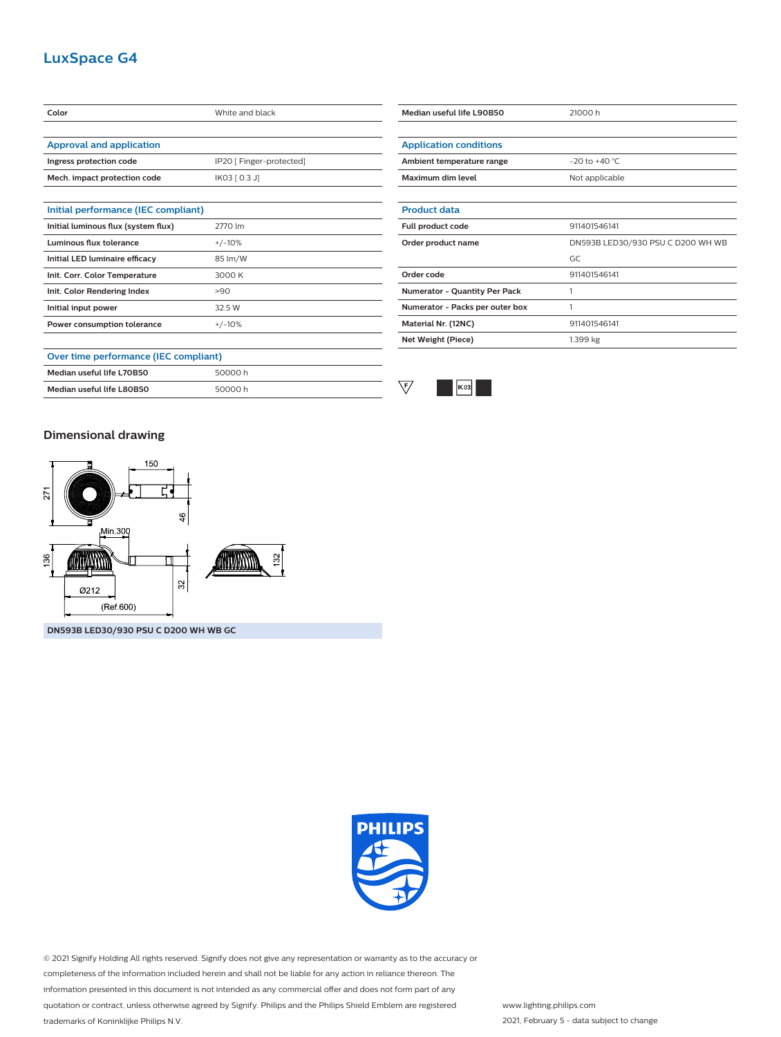# LuxSpace G4

| | |
|---|---|
| Color | White and black |

## Approval and application

| | |
|---|---|
| Ingress protection code | IP20 [ Finger-protected] |
| Mech. impact protection code | IK03 [ 0.3 J] |

## Initial performance (IEC compliant)

| | |
|---|---|
| Initial luminous flux (system flux) | 2770 lm |
| Luminous flux tolerance | +/-10% |
| Initial LED luminaire efficacy | 85 lm/W |
| Init. Corr. Color Temperature | 3000 K |
| Init. Color Rendering Index | >90 |
| Initial input power | 32.5 W |
| Power consumption tolerance | +/-10% |

## Over time performance (IEC compliant)

| | |
|---|---|
| Median useful life L70B50 | 50000 h |
| Median useful life L80B50 | 50000 h |
| Median useful life L90B50 | 21000 h |

## Application conditions

| | |
|---|---|
| Ambient temperature range | -20 to +40 °C |
| Maximum dim level | Not applicable |

## Product data

| | |
|---|---|
| Full product code | 911401546141 |
| Order product name | DN593B LED30/930 PSU C D200 WH WB GC |
| Order code | 911401546141 |
| Numerator - Quantity Per Pack | 1 |
| Numerator - Packs per outer box | 1 |
| Material Nr. (12NC) | 911401546141 |
| Net Weight (Piece) | 1.399 kg |

IK03

## Dimensional drawing

150
271
46
Min.300
136
132
32
Ø212
(Ref.600)

DN593B LED30/930 PSU C D200 WH WB GC

PHILIPS

© 2021 Signify Holding All rights reserved. Signify does not give any representation or warranty as to the accuracy or completeness of the information included herein and shall not be liable for any action in reliance thereon. The information presented in this document is not intended as any commercial offer and does not form part of any quotation or contract, unless otherwise agreed by Signify. Philips and the Philips Shield Emblem are registered trademarks of Koninklijke Philips N.V.

www.lighting.philips.com

2021, February 5 - data subject to change